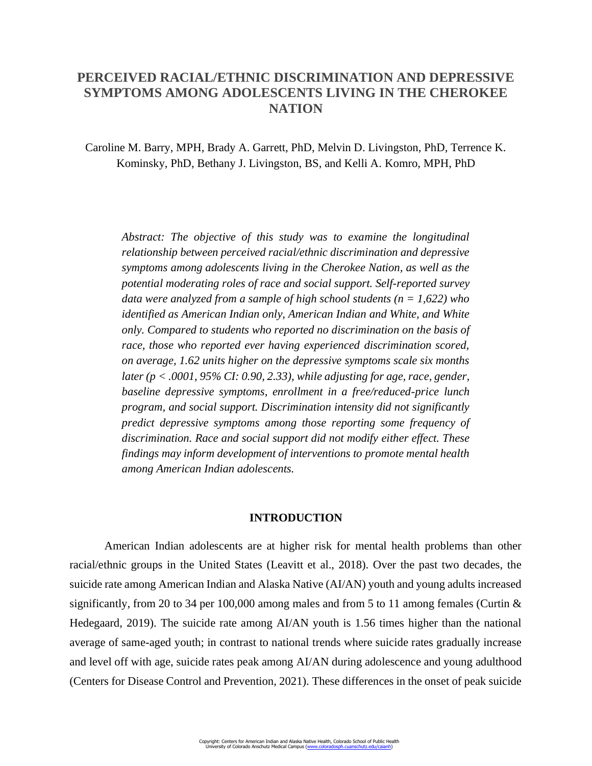# PERCEIVED RACIAL/ETHNIC DISCRIMINATION AND DEPRESSIVE SYMPTOMS AMONG ADOLESCENTS LIVING IN THE CHEROKEE NATION

Caroline M. Barry, MPH, Brady A. Garrett, PhD, Melvin D. Livingston, PhD, Terrence K. Kominsky, PhD, Bethany J. Livingston, BS, and Kelli A. Komro, MPH, PhD

*Abstract: The objective of this study was to examine the longitudinal relationship between perceived racial/ethnic discrimination and depressive symptoms among adolescents living in the Cherokee Nation, as well as the potential moderating roles of race and social support. Self-reported survey data were analyzed from a sample of high school students ($n = 1,622$) who identified as American Indian only, American Indian and White, and White only. Compared to students who reported no discrimination on the basis of race, those who reported ever having experienced discrimination scored, on average, 1.62 units higher on the depressive symptoms scale six months later ($p < .0001$, 95% CI: 0.90, 2.33), while adjusting for age, race, gender, baseline depressive symptoms, enrollment in a free/reduced-price lunch program, and social support. Discrimination intensity did not significantly predict depressive symptoms among those reporting some frequency of discrimination. Race and social support did not modify either effect. These findings may inform development of interventions to promote mental health among American Indian adolescents.*

## INTRODUCTION

American Indian adolescents are at higher risk for mental health problems than other racial/ethnic groups in the United States (Leavitt et al., 2018). Over the past two decades, the suicide rate among American Indian and Alaska Native (AI/AN) youth and young adults increased significantly, from 20 to 34 per 100,000 among males and from 5 to 11 among females (Curtin & Hedegaard, 2019). The suicide rate among AI/AN youth is 1.56 times higher than the national average of same-aged youth; in contrast to national trends where suicide rates gradually increase and level off with age, suicide rates peak among AI/AN during adolescence and young adulthood (Centers for Disease Control and Prevention, 2021). These differences in the onset of peak suicide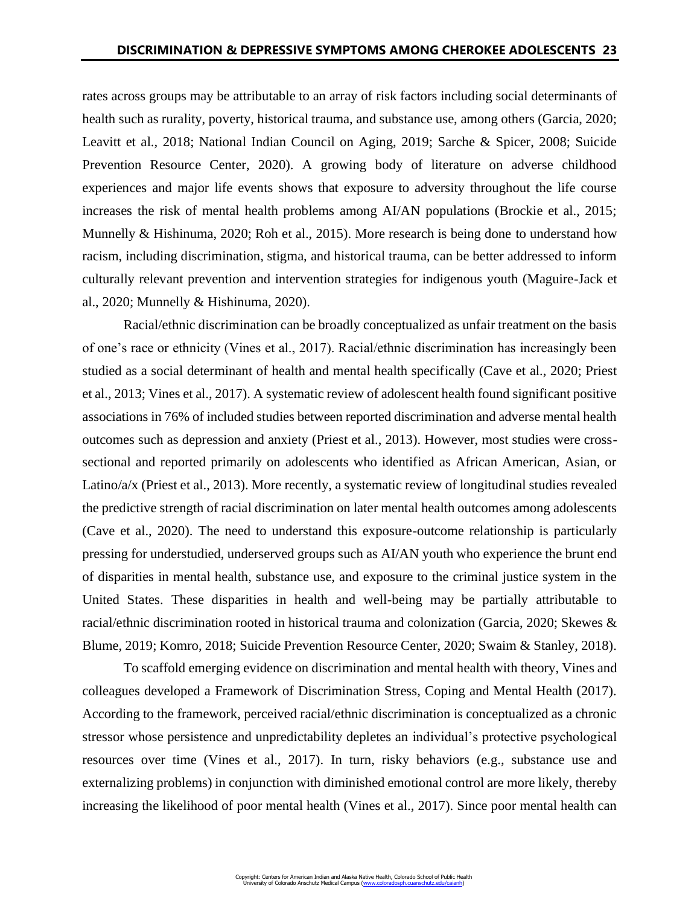rates across groups may be attributable to an array of risk factors including social determinants of health such as rurality, poverty, historical trauma, and substance use, among others (Garcia, 2020; Leavitt et al., 2018; National Indian Council on Aging, 2019; Sarche & Spicer, 2008; Suicide Prevention Resource Center, 2020). A growing body of literature on adverse childhood experiences and major life events shows that exposure to adversity throughout the life course increases the risk of mental health problems among AI/AN populations (Brockie et al., 2015; Munnelly & Hishinuma, 2020; Roh et al., 2015). More research is being done to understand how racism, including discrimination, stigma, and historical trauma, can be better addressed to inform culturally relevant prevention and intervention strategies for indigenous youth (Maguire-Jack et al., 2020; Munnelly & Hishinuma, 2020).

Racial/ethnic discrimination can be broadly conceptualized as unfair treatment on the basis of one's race or ethnicity (Vines et al., 2017). Racial/ethnic discrimination has increasingly been studied as a social determinant of health and mental health specifically (Cave et al., 2020; Priest et al., 2013; Vines et al., 2017). A systematic review of adolescent health found significant positive associations in 76% of included studies between reported discrimination and adverse mental health outcomes such as depression and anxiety (Priest et al., 2013). However, most studies were cross-sectional and reported primarily on adolescents who identified as African American, Asian, or Latino/a/x (Priest et al., 2013). More recently, a systematic review of longitudinal studies revealed the predictive strength of racial discrimination on later mental health outcomes among adolescents (Cave et al., 2020). The need to understand this exposure-outcome relationship is particularly pressing for understudied, underserved groups such as AI/AN youth who experience the brunt end of disparities in mental health, substance use, and exposure to the criminal justice system in the United States. These disparities in health and well-being may be partially attributable to racial/ethnic discrimination rooted in historical trauma and colonization (Garcia, 2020; Skewes & Blume, 2019; Komro, 2018; Suicide Prevention Resource Center, 2020; Swaim & Stanley, 2018).

To scaffold emerging evidence on discrimination and mental health with theory, Vines and colleagues developed a Framework of Discrimination Stress, Coping and Mental Health (2017). According to the framework, perceived racial/ethnic discrimination is conceptualized as a chronic stressor whose persistence and unpredictability depletes an individual's protective psychological resources over time (Vines et al., 2017). In turn, risky behaviors (e.g., substance use and externalizing problems) in conjunction with diminished emotional control are more likely, thereby increasing the likelihood of poor mental health (Vines et al., 2017). Since poor mental health can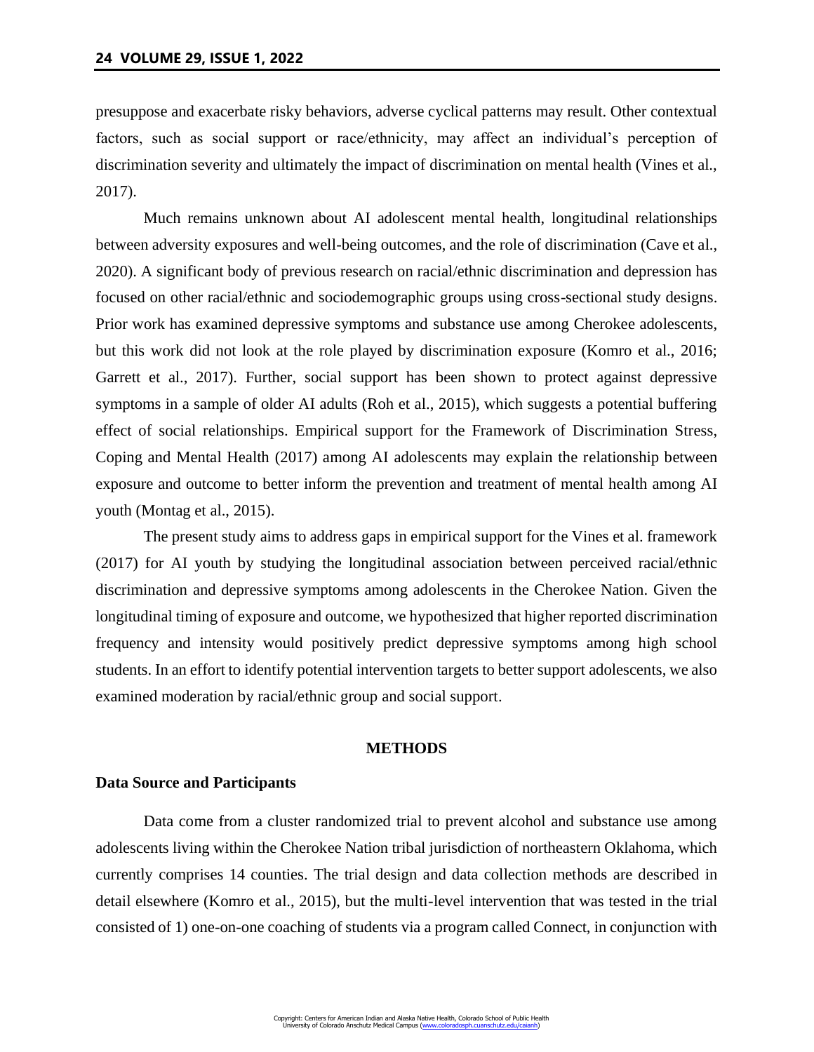presuppose and exacerbate risky behaviors, adverse cyclical patterns may result. Other contextual factors, such as social support or race/ethnicity, may affect an individual's perception of discrimination severity and ultimately the impact of discrimination on mental health (Vines et al., 2017).

Much remains unknown about AI adolescent mental health, longitudinal relationships between adversity exposures and well-being outcomes, and the role of discrimination (Cave et al., 2020). A significant body of previous research on racial/ethnic discrimination and depression has focused on other racial/ethnic and sociodemographic groups using cross-sectional study designs. Prior work has examined depressive symptoms and substance use among Cherokee adolescents, but this work did not look at the role played by discrimination exposure (Komro et al., 2016; Garrett et al., 2017). Further, social support has been shown to protect against depressive symptoms in a sample of older AI adults (Roh et al., 2015), which suggests a potential buffering effect of social relationships. Empirical support for the Framework of Discrimination Stress, Coping and Mental Health (2017) among AI adolescents may explain the relationship between exposure and outcome to better inform the prevention and treatment of mental health among AI youth (Montag et al., 2015).

The present study aims to address gaps in empirical support for the Vines et al. framework (2017) for AI youth by studying the longitudinal association between perceived racial/ethnic discrimination and depressive symptoms among adolescents in the Cherokee Nation. Given the longitudinal timing of exposure and outcome, we hypothesized that higher reported discrimination frequency and intensity would positively predict depressive symptoms among high school students. In an effort to identify potential intervention targets to better support adolescents, we also examined moderation by racial/ethnic group and social support.

## METHODS

### Data Source and Participants

Data come from a cluster randomized trial to prevent alcohol and substance use among adolescents living within the Cherokee Nation tribal jurisdiction of northeastern Oklahoma, which currently comprises 14 counties. The trial design and data collection methods are described in detail elsewhere (Komro et al., 2015), but the multi-level intervention that was tested in the trial consisted of 1) one-on-one coaching of students via a program called Connect, in conjunction with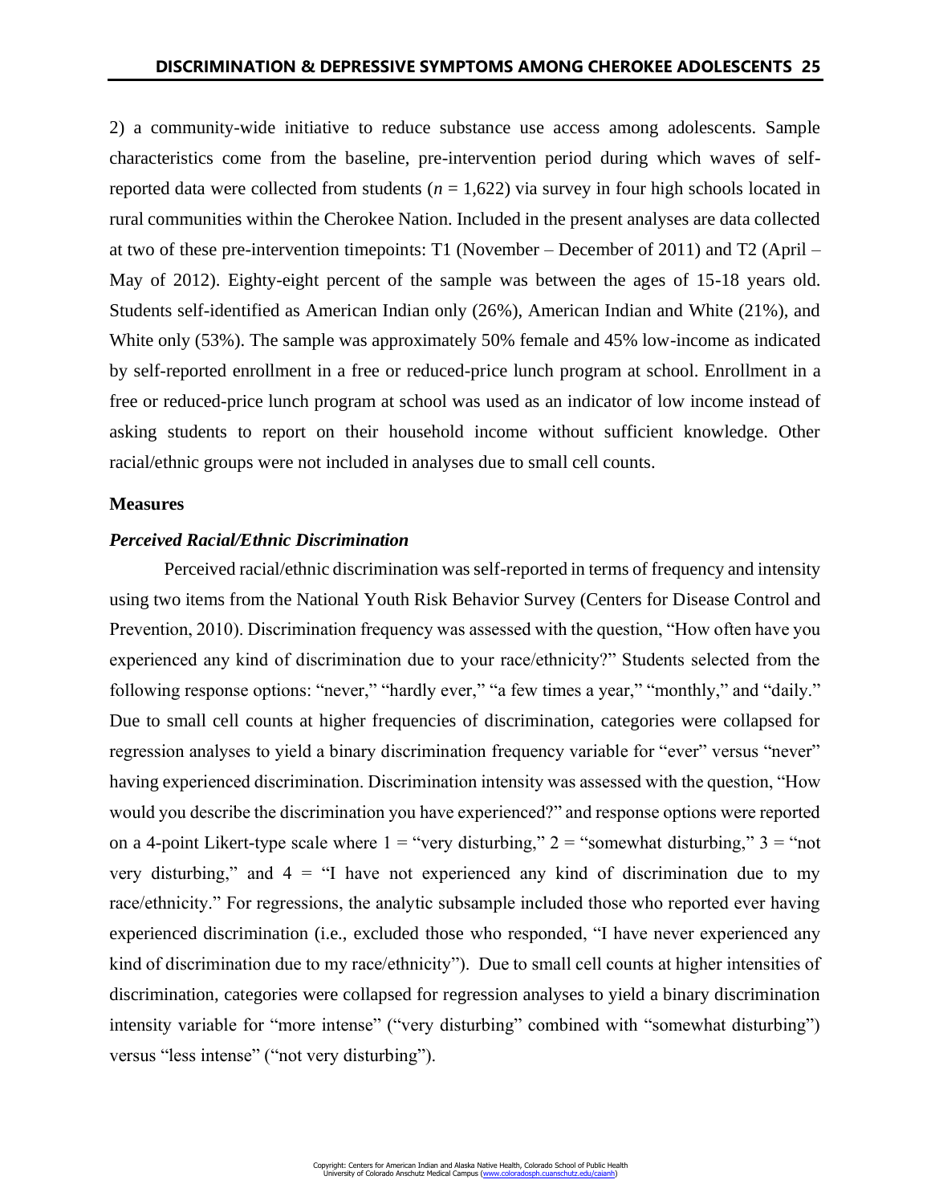2) a community-wide initiative to reduce substance use access among adolescents. Sample characteristics come from the baseline, pre-intervention period during which waves of self-reported data were collected from students ($n$ = 1,622) via survey in four high schools located in rural communities within the Cherokee Nation. Included in the present analyses are data collected at two of these pre-intervention timepoints: T1 (November – December of 2011) and T2 (April – May of 2012). Eighty-eight percent of the sample was between the ages of 15-18 years old. Students self-identified as American Indian only (26%), American Indian and White (21%), and White only (53%). The sample was approximately 50% female and 45% low-income as indicated by self-reported enrollment in a free or reduced-price lunch program at school. Enrollment in a free or reduced-price lunch program at school was used as an indicator of low income instead of asking students to report on their household income without sufficient knowledge. Other racial/ethnic groups were not included in analyses due to small cell counts.

## Measures

### *Perceived Racial/Ethnic Discrimination*

Perceived racial/ethnic discrimination was self-reported in terms of frequency and intensity using two items from the National Youth Risk Behavior Survey (Centers for Disease Control and Prevention, 2010). Discrimination frequency was assessed with the question, "How often have you experienced any kind of discrimination due to your race/ethnicity?" Students selected from the following response options: "never," "hardly ever," "a few times a year," "monthly," and "daily." Due to small cell counts at higher frequencies of discrimination, categories were collapsed for regression analyses to yield a binary discrimination frequency variable for "ever" versus "never" having experienced discrimination. Discrimination intensity was assessed with the question, "How would you describe the discrimination you have experienced?" and response options were reported on a 4-point Likert-type scale where 1 = "very disturbing," 2 = "somewhat disturbing," 3 = "not very disturbing," and 4 = "I have not experienced any kind of discrimination due to my race/ethnicity." For regressions, the analytic subsample included those who reported ever having experienced discrimination (i.e., excluded those who responded, "I have never experienced any kind of discrimination due to my race/ethnicity"). Due to small cell counts at higher intensities of discrimination, categories were collapsed for regression analyses to yield a binary discrimination intensity variable for "more intense" ("very disturbing" combined with "somewhat disturbing") versus "less intense" ("not very disturbing").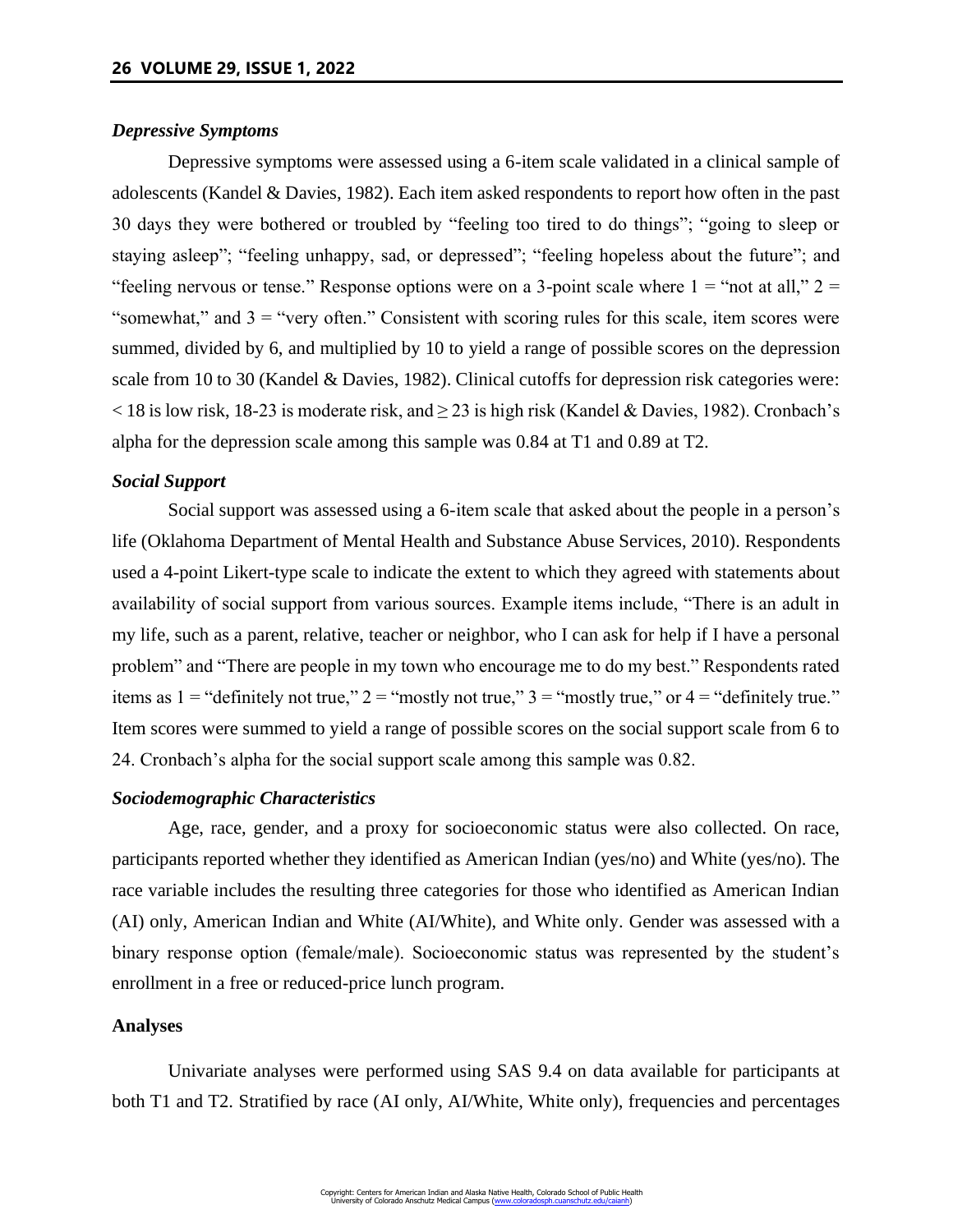### *Depressive Symptoms*

Depressive symptoms were assessed using a 6-item scale validated in a clinical sample of adolescents (Kandel & Davies, 1982). Each item asked respondents to report how often in the past 30 days they were bothered or troubled by "feeling too tired to do things"; "going to sleep or staying asleep"; "feeling unhappy, sad, or depressed"; "feeling hopeless about the future"; and "feeling nervous or tense." Response options were on a 3-point scale where 1 = "not at all," 2 = "somewhat," and 3 = "very often." Consistent with scoring rules for this scale, item scores were summed, divided by 6, and multiplied by 10 to yield a range of possible scores on the depression scale from 10 to 30 (Kandel & Davies, 1982). Clinical cutoffs for depression risk categories were: $< 18$ is low risk, 18-23 is moderate risk, and $\geq 23$ is high risk (Kandel & Davies, 1982). Cronbach's alpha for the depression scale among this sample was 0.84 at T1 and 0.89 at T2.

### *Social Support*

Social support was assessed using a 6-item scale that asked about the people in a person's life (Oklahoma Department of Mental Health and Substance Abuse Services, 2010). Respondents used a 4-point Likert-type scale to indicate the extent to which they agreed with statements about availability of social support from various sources. Example items include, "There is an adult in my life, such as a parent, relative, teacher or neighbor, who I can ask for help if I have a personal problem" and "There are people in my town who encourage me to do my best." Respondents rated items as 1 = "definitely not true," 2 = "mostly not true," 3 = "mostly true," or 4 = "definitely true." Item scores were summed to yield a range of possible scores on the social support scale from 6 to 24. Cronbach's alpha for the social support scale among this sample was 0.82.

### *Sociodemographic Characteristics*

Age, race, gender, and a proxy for socioeconomic status were also collected. On race, participants reported whether they identified as American Indian (yes/no) and White (yes/no). The race variable includes the resulting three categories for those who identified as American Indian (AI) only, American Indian and White (AI/White), and White only. Gender was assessed with a binary response option (female/male). Socioeconomic status was represented by the student's enrollment in a free or reduced-price lunch program.

## **Analyses**

Univariate analyses were performed using SAS 9.4 on data available for participants at both T1 and T2. Stratified by race (AI only, AI/White, White only), frequencies and percentages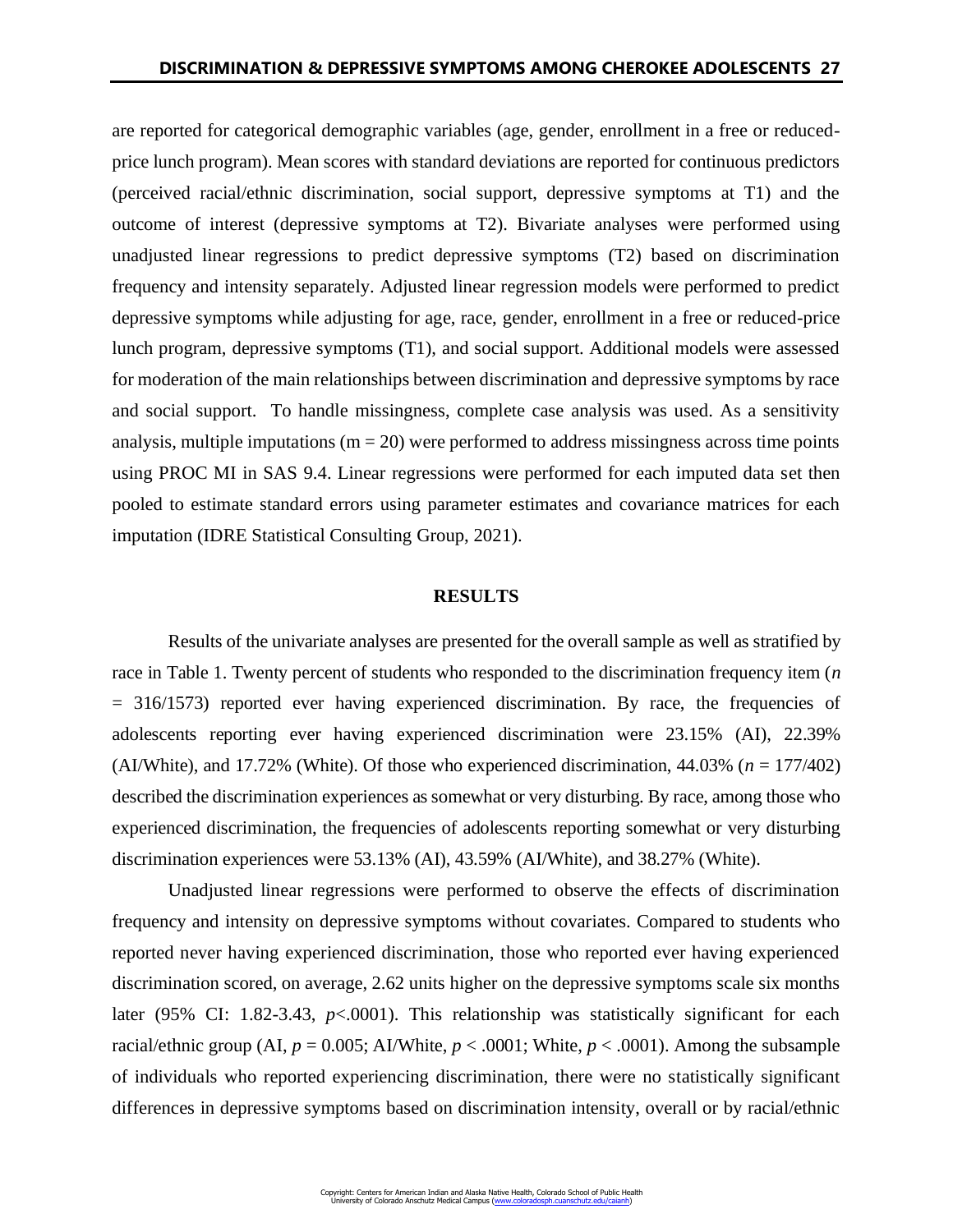are reported for categorical demographic variables (age, gender, enrollment in a free or reduced-price lunch program). Mean scores with standard deviations are reported for continuous predictors (perceived racial/ethnic discrimination, social support, depressive symptoms at T1) and the outcome of interest (depressive symptoms at T2). Bivariate analyses were performed using unadjusted linear regressions to predict depressive symptoms (T2) based on discrimination frequency and intensity separately. Adjusted linear regression models were performed to predict depressive symptoms while adjusting for age, race, gender, enrollment in a free or reduced-price lunch program, depressive symptoms (T1), and social support. Additional models were assessed for moderation of the main relationships between discrimination and depressive symptoms by race and social support. To handle missingness, complete case analysis was used. As a sensitivity analysis, multiple imputations ($m = 20$) were performed to address missingness across time points using PROC MI in SAS 9.4. Linear regressions were performed for each imputed data set then pooled to estimate standard errors using parameter estimates and covariance matrices for each imputation (IDRE Statistical Consulting Group, 2021).

## RESULTS

Results of the univariate analyses are presented for the overall sample as well as stratified by race in Table 1. Twenty percent of students who responded to the discrimination frequency item ($n = 316/1573$) reported ever having experienced discrimination. By race, the frequencies of adolescents reporting ever having experienced discrimination were 23.15% (AI), 22.39% (AI/White), and 17.72% (White). Of those who experienced discrimination, 44.03% ($n = 177/402$) described the discrimination experiences as somewhat or very disturbing. By race, among those who experienced discrimination, the frequencies of adolescents reporting somewhat or very disturbing discrimination experiences were 53.13% (AI), 43.59% (AI/White), and 38.27% (White).

Unadjusted linear regressions were performed to observe the effects of discrimination frequency and intensity on depressive symptoms without covariates. Compared to students who reported never having experienced discrimination, those who reported ever having experienced discrimination scored, on average, 2.62 units higher on the depressive symptoms scale six months later (95% CI: 1.82-3.43, $p<.0001$). This relationship was statistically significant for each racial/ethnic group (AI, $p = 0.005$; AI/White, $p < .0001$; White, $p < .0001$). Among the subsample of individuals who reported experiencing discrimination, there were no statistically significant differences in depressive symptoms based on discrimination intensity, overall or by racial/ethnic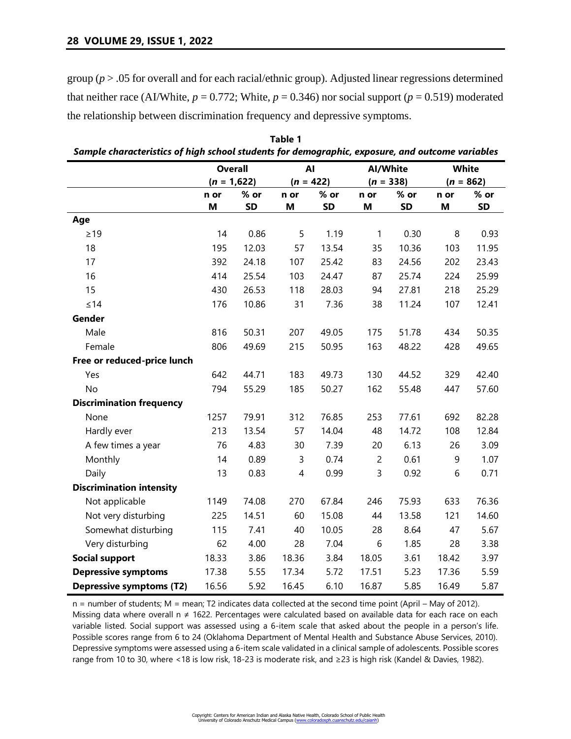group ($p > .05$ for overall and for each racial/ethnic group). Adjusted linear regressions determined that neither race (AI/White, $p = 0.772$; White, $p = 0.346$) nor social support ($p = 0.519$) moderated the relationship between discrimination frequency and depressive symptoms.

**Table 1**
***Sample characteristics of high school students for demographic, exposure, and outcome variables***

| | **Overall** ($n$ = 1,622) | | **AI** ($n$ = 422) | | **AI/White** ($n$ = 338) | | **White** ($n$ = 862) | |
|---|---|---|---|---|---|---|---|---|
| | **n or M** | **% or SD** | **n or M** | **% or SD** | **n or M** | **% or SD** | **n or M** | **% or SD** |
| **Age** | | | | | | | | |
| ≥19 | 14 | 0.86 | 5 | 1.19 | 1 | 0.30 | 8 | 0.93 |
| 18 | 195 | 12.03 | 57 | 13.54 | 35 | 10.36 | 103 | 11.95 |
| 17 | 392 | 24.18 | 107 | 25.42 | 83 | 24.56 | 202 | 23.43 |
| 16 | 414 | 25.54 | 103 | 24.47 | 87 | 25.74 | 224 | 25.99 |
| 15 | 430 | 26.53 | 118 | 28.03 | 94 | 27.81 | 218 | 25.29 |
| ≤14 | 176 | 10.86 | 31 | 7.36 | 38 | 11.24 | 107 | 12.41 |
| **Gender** | | | | | | | | |
| Male | 816 | 50.31 | 207 | 49.05 | 175 | 51.78 | 434 | 50.35 |
| Female | 806 | 49.69 | 215 | 50.95 | 163 | 48.22 | 428 | 49.65 |
| **Free or reduced-price lunch** | | | | | | | | |
| Yes | 642 | 44.71 | 183 | 49.73 | 130 | 44.52 | 329 | 42.40 |
| No | 794 | 55.29 | 185 | 50.27 | 162 | 55.48 | 447 | 57.60 |
| **Discrimination frequency** | | | | | | | | |
| None | 1257 | 79.91 | 312 | 76.85 | 253 | 77.61 | 692 | 82.28 |
| Hardly ever | 213 | 13.54 | 57 | 14.04 | 48 | 14.72 | 108 | 12.84 |
| A few times a year | 76 | 4.83 | 30 | 7.39 | 20 | 6.13 | 26 | 3.09 |
| Monthly | 14 | 0.89 | 3 | 0.74 | 2 | 0.61 | 9 | 1.07 |
| Daily | 13 | 0.83 | 4 | 0.99 | 3 | 0.92 | 6 | 0.71 |
| **Discrimination intensity** | | | | | | | | |
| Not applicable | 1149 | 74.08 | 270 | 67.84 | 246 | 75.93 | 633 | 76.36 |
| Not very disturbing | 225 | 14.51 | 60 | 15.08 | 44 | 13.58 | 121 | 14.60 |
| Somewhat disturbing | 115 | 7.41 | 40 | 10.05 | 28 | 8.64 | 47 | 5.67 |
| Very disturbing | 62 | 4.00 | 28 | 7.04 | 6 | 1.85 | 28 | 3.38 |
| **Social support** | 18.33 | 3.86 | 18.36 | 3.84 | 18.05 | 3.61 | 18.42 | 3.97 |
| **Depressive symptoms** | 17.38 | 5.55 | 17.34 | 5.72 | 17.51 | 5.23 | 17.36 | 5.59 |
| **Depressive symptoms (T2)** | 16.56 | 5.92 | 16.45 | 6.10 | 16.87 | 5.85 | 16.49 | 5.87 |

n = number of students; M = mean; T2 indicates data collected at the second time point (April – May of 2012). Missing data where overall n ≠ 1622. Percentages were calculated based on available data for each race on each variable listed. Social support was assessed using a 6-item scale that asked about the people in a person's life. Possible scores range from 6 to 24 (Oklahoma Department of Mental Health and Substance Abuse Services, 2010). Depressive symptoms were assessed using a 6-item scale validated in a clinical sample of adolescents. Possible scores range from 10 to 30, where <18 is low risk, 18-23 is moderate risk, and ≥23 is high risk (Kandel & Davies, 1982).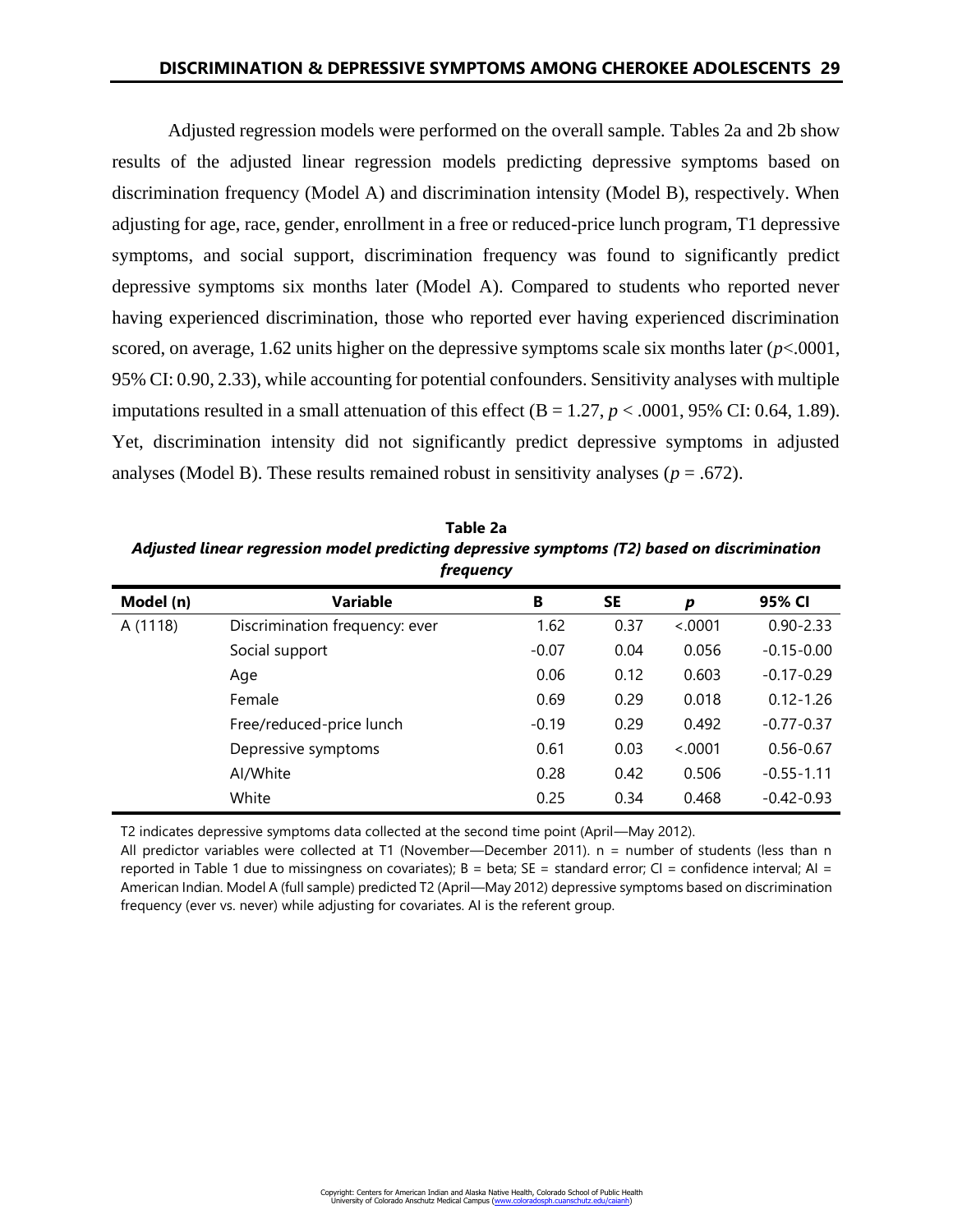Adjusted regression models were performed on the overall sample. Tables 2a and 2b show results of the adjusted linear regression models predicting depressive symptoms based on discrimination frequency (Model A) and discrimination intensity (Model B), respectively. When adjusting for age, race, gender, enrollment in a free or reduced-price lunch program, T1 depressive symptoms, and social support, discrimination frequency was found to significantly predict depressive symptoms six months later (Model A). Compared to students who reported never having experienced discrimination, those who reported ever having experienced discrimination scored, on average, 1.62 units higher on the depressive symptoms scale six months later ($p$<.0001, 95% CI: 0.90, 2.33), while accounting for potential confounders. Sensitivity analyses with multiple imputations resulted in a small attenuation of this effect (B = 1.27, $p < .0001$, 95% CI: 0.64, 1.89). Yet, discrimination intensity did not significantly predict depressive symptoms in adjusted analyses (Model B). These results remained robust in sensitivity analyses ($p = .672$).

**Table 2a**

***Adjusted linear regression model predicting depressive symptoms (T2) based on discrimination frequency***

| Model (n) | Variable | B | SE | *p* | 95% CI |
|---|---|---|---|---|---|
| A (1118) | Discrimination frequency: ever | 1.62 | 0.37 | <.0001 | 0.90-2.33 |
| | Social support | -0.07 | 0.04 | 0.056 | -0.15-0.00 |
| | Age | 0.06 | 0.12 | 0.603 | -0.17-0.29 |
| | Female | 0.69 | 0.29 | 0.018 | 0.12-1.26 |
| | Free/reduced-price lunch | -0.19 | 0.29 | 0.492 | -0.77-0.37 |
| | Depressive symptoms | 0.61 | 0.03 | <.0001 | 0.56-0.67 |
| | AI/White | 0.28 | 0.42 | 0.506 | -0.55-1.11 |
| | White | 0.25 | 0.34 | 0.468 | -0.42-0.93 |

T2 indicates depressive symptoms data collected at the second time point (April—May 2012).

All predictor variables were collected at T1 (November—December 2011). n = number of students (less than n reported in Table 1 due to missingness on covariates); B = beta; SE = standard error; CI = confidence interval; AI = American Indian. Model A (full sample) predicted T2 (April—May 2012) depressive symptoms based on discrimination frequency (ever vs. never) while adjusting for covariates. AI is the referent group.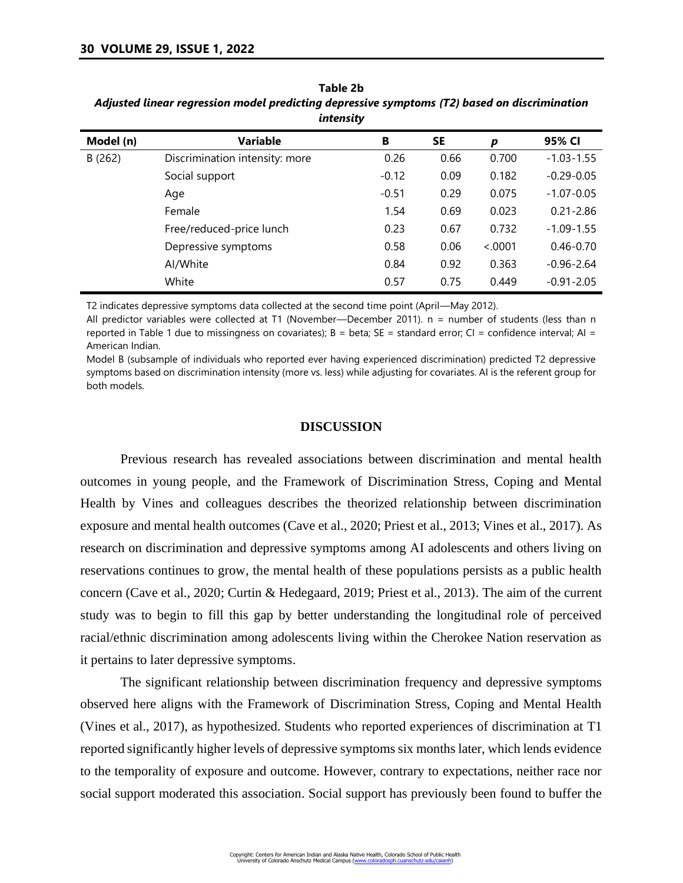**Table 2b**

***Adjusted linear regression model predicting depressive symptoms (T2) based on discrimination intensity***

| Model (n) | Variable | B | SE | *p* | 95% CI |
|---|---|---|---|---|---|
| B (262) | Discrimination intensity: more | 0.26 | 0.66 | 0.700 | −1.03-1.55 |
| | Social support | -0.12 | 0.09 | 0.182 | −0.29-0.05 |
| | Age | -0.51 | 0.29 | 0.075 | −1.07-0.05 |
| | Female | 1.54 | 0.69 | 0.023 | 0.21-2.86 |
| | Free/reduced-price lunch | 0.23 | 0.67 | 0.732 | −1.09-1.55 |
| | Depressive symptoms | 0.58 | 0.06 | <.0001 | 0.46-0.70 |
| | AI/White | 0.84 | 0.92 | 0.363 | −0.96-2.64 |
| | White | 0.57 | 0.75 | 0.449 | −0.91-2.05 |

T2 indicates depressive symptoms data collected at the second time point (April—May 2012).

All predictor variables were collected at T1 (November—December 2011). n = number of students (less than n reported in Table 1 due to missingness on covariates); B = beta; SE = standard error; CI = confidence interval; AI = American Indian.

Model B (subsample of individuals who reported ever having experienced discrimination) predicted T2 depressive symptoms based on discrimination intensity (more vs. less) while adjusting for covariates. AI is the referent group for both models.

## DISCUSSION

Previous research has revealed associations between discrimination and mental health outcomes in young people, and the Framework of Discrimination Stress, Coping and Mental Health by Vines and colleagues describes the theorized relationship between discrimination exposure and mental health outcomes (Cave et al., 2020; Priest et al., 2013; Vines et al., 2017). As research on discrimination and depressive symptoms among AI adolescents and others living on reservations continues to grow, the mental health of these populations persists as a public health concern (Cave et al., 2020; Curtin & Hedegaard, 2019; Priest et al., 2013). The aim of the current study was to begin to fill this gap by better understanding the longitudinal role of perceived racial/ethnic discrimination among adolescents living within the Cherokee Nation reservation as it pertains to later depressive symptoms.

The significant relationship between discrimination frequency and depressive symptoms observed here aligns with the Framework of Discrimination Stress, Coping and Mental Health (Vines et al., 2017), as hypothesized. Students who reported experiences of discrimination at T1 reported significantly higher levels of depressive symptoms six months later, which lends evidence to the temporality of exposure and outcome. However, contrary to expectations, neither race nor social support moderated this association. Social support has previously been found to buffer the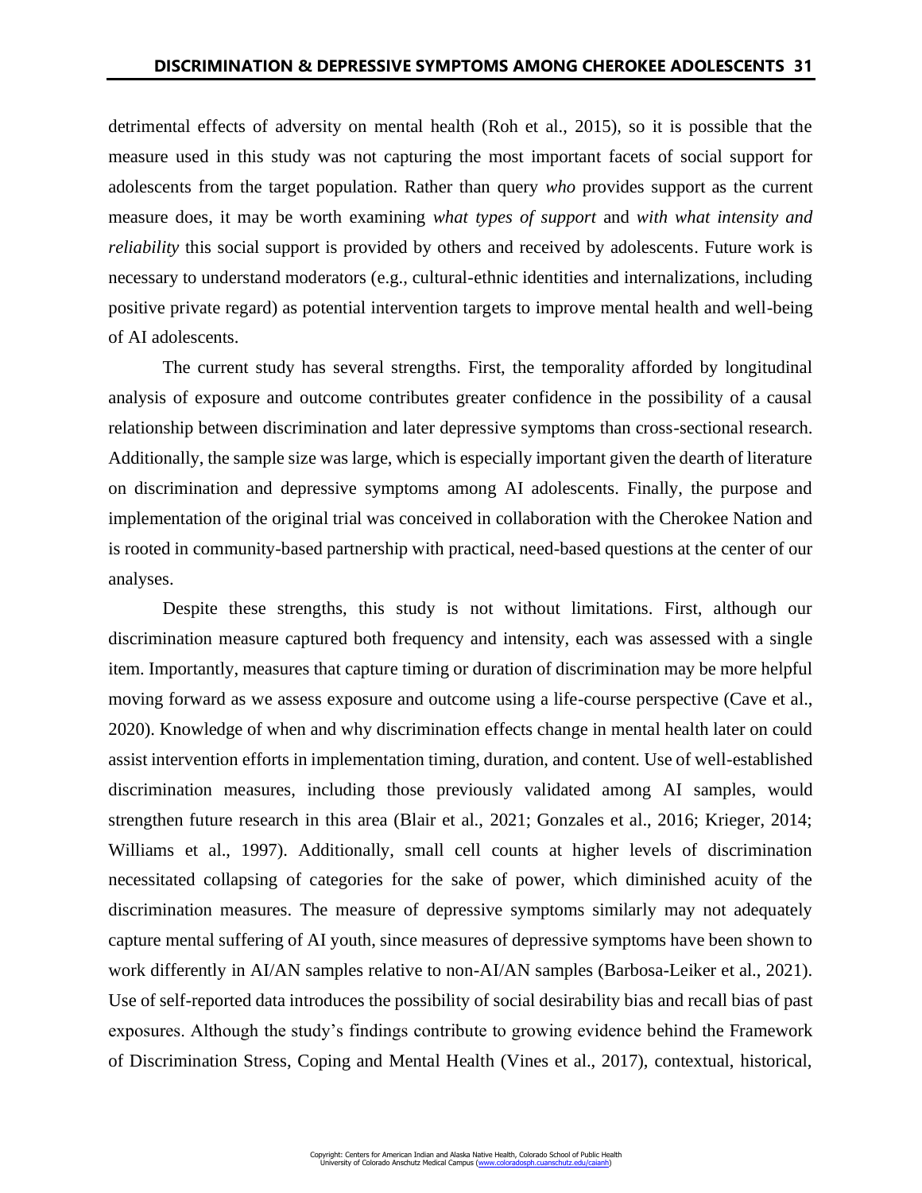detrimental effects of adversity on mental health (Roh et al., 2015), so it is possible that the measure used in this study was not capturing the most important facets of social support for adolescents from the target population. Rather than query *who* provides support as the current measure does, it may be worth examining *what types of support* and *with what intensity and reliability* this social support is provided by others and received by adolescents. Future work is necessary to understand moderators (e.g., cultural-ethnic identities and internalizations, including positive private regard) as potential intervention targets to improve mental health and well-being of AI adolescents.

The current study has several strengths. First, the temporality afforded by longitudinal analysis of exposure and outcome contributes greater confidence in the possibility of a causal relationship between discrimination and later depressive symptoms than cross-sectional research. Additionally, the sample size was large, which is especially important given the dearth of literature on discrimination and depressive symptoms among AI adolescents. Finally, the purpose and implementation of the original trial was conceived in collaboration with the Cherokee Nation and is rooted in community-based partnership with practical, need-based questions at the center of our analyses.

Despite these strengths, this study is not without limitations. First, although our discrimination measure captured both frequency and intensity, each was assessed with a single item. Importantly, measures that capture timing or duration of discrimination may be more helpful moving forward as we assess exposure and outcome using a life-course perspective (Cave et al., 2020). Knowledge of when and why discrimination effects change in mental health later on could assist intervention efforts in implementation timing, duration, and content. Use of well-established discrimination measures, including those previously validated among AI samples, would strengthen future research in this area (Blair et al., 2021; Gonzales et al., 2016; Krieger, 2014; Williams et al., 1997). Additionally, small cell counts at higher levels of discrimination necessitated collapsing of categories for the sake of power, which diminished acuity of the discrimination measures. The measure of depressive symptoms similarly may not adequately capture mental suffering of AI youth, since measures of depressive symptoms have been shown to work differently in AI/AN samples relative to non-AI/AN samples (Barbosa-Leiker et al., 2021). Use of self-reported data introduces the possibility of social desirability bias and recall bias of past exposures. Although the study's findings contribute to growing evidence behind the Framework of Discrimination Stress, Coping and Mental Health (Vines et al., 2017), contextual, historical,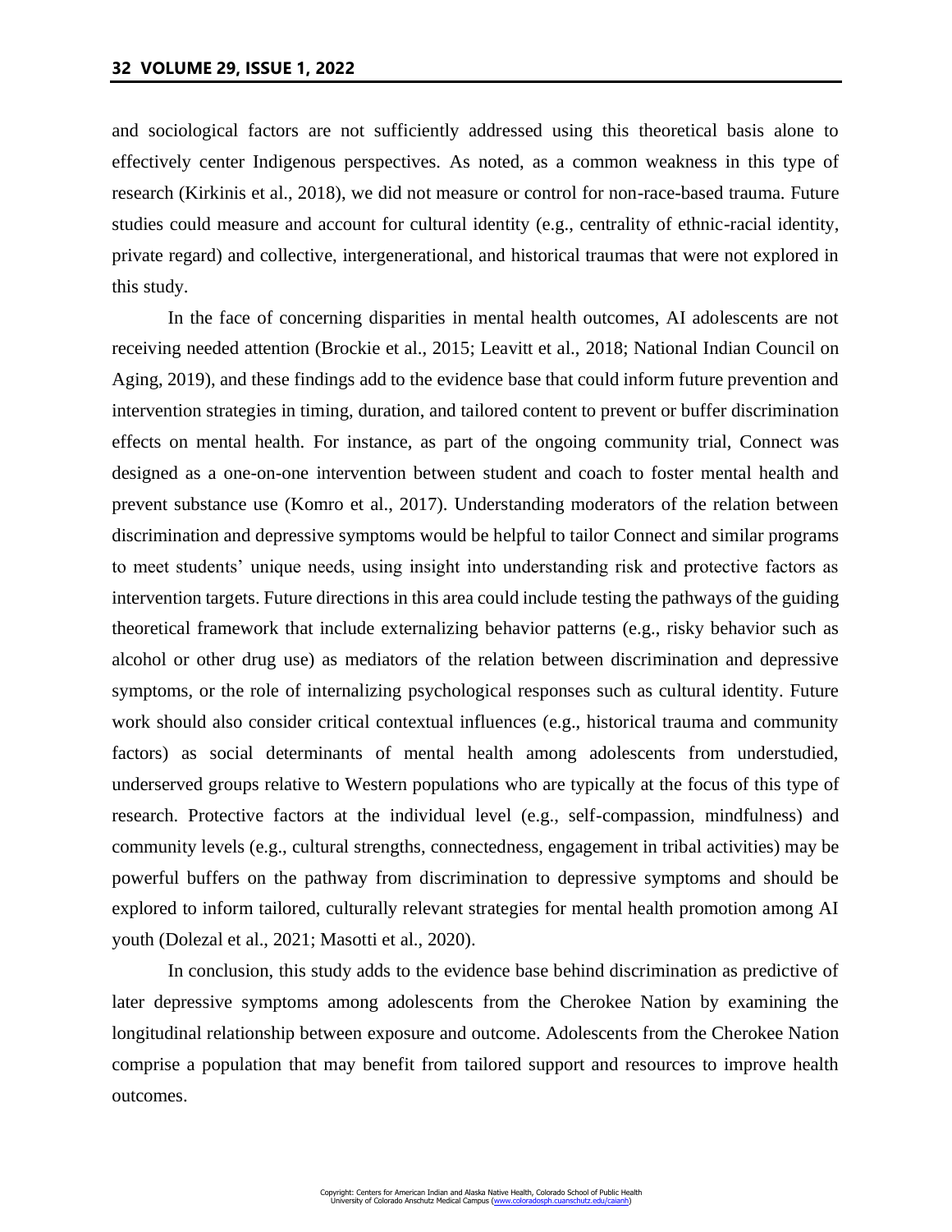and sociological factors are not sufficiently addressed using this theoretical basis alone to effectively center Indigenous perspectives. As noted, as a common weakness in this type of research (Kirkinis et al., 2018), we did not measure or control for non-race-based trauma. Future studies could measure and account for cultural identity (e.g., centrality of ethnic-racial identity, private regard) and collective, intergenerational, and historical traumas that were not explored in this study.

In the face of concerning disparities in mental health outcomes, AI adolescents are not receiving needed attention (Brockie et al., 2015; Leavitt et al., 2018; National Indian Council on Aging, 2019), and these findings add to the evidence base that could inform future prevention and intervention strategies in timing, duration, and tailored content to prevent or buffer discrimination effects on mental health. For instance, as part of the ongoing community trial, Connect was designed as a one-on-one intervention between student and coach to foster mental health and prevent substance use (Komro et al., 2017). Understanding moderators of the relation between discrimination and depressive symptoms would be helpful to tailor Connect and similar programs to meet students' unique needs, using insight into understanding risk and protective factors as intervention targets. Future directions in this area could include testing the pathways of the guiding theoretical framework that include externalizing behavior patterns (e.g., risky behavior such as alcohol or other drug use) as mediators of the relation between discrimination and depressive symptoms, or the role of internalizing psychological responses such as cultural identity. Future work should also consider critical contextual influences (e.g., historical trauma and community factors) as social determinants of mental health among adolescents from understudied, underserved groups relative to Western populations who are typically at the focus of this type of research. Protective factors at the individual level (e.g., self-compassion, mindfulness) and community levels (e.g., cultural strengths, connectedness, engagement in tribal activities) may be powerful buffers on the pathway from discrimination to depressive symptoms and should be explored to inform tailored, culturally relevant strategies for mental health promotion among AI youth (Dolezal et al., 2021; Masotti et al., 2020).

In conclusion, this study adds to the evidence base behind discrimination as predictive of later depressive symptoms among adolescents from the Cherokee Nation by examining the longitudinal relationship between exposure and outcome. Adolescents from the Cherokee Nation comprise a population that may benefit from tailored support and resources to improve health outcomes.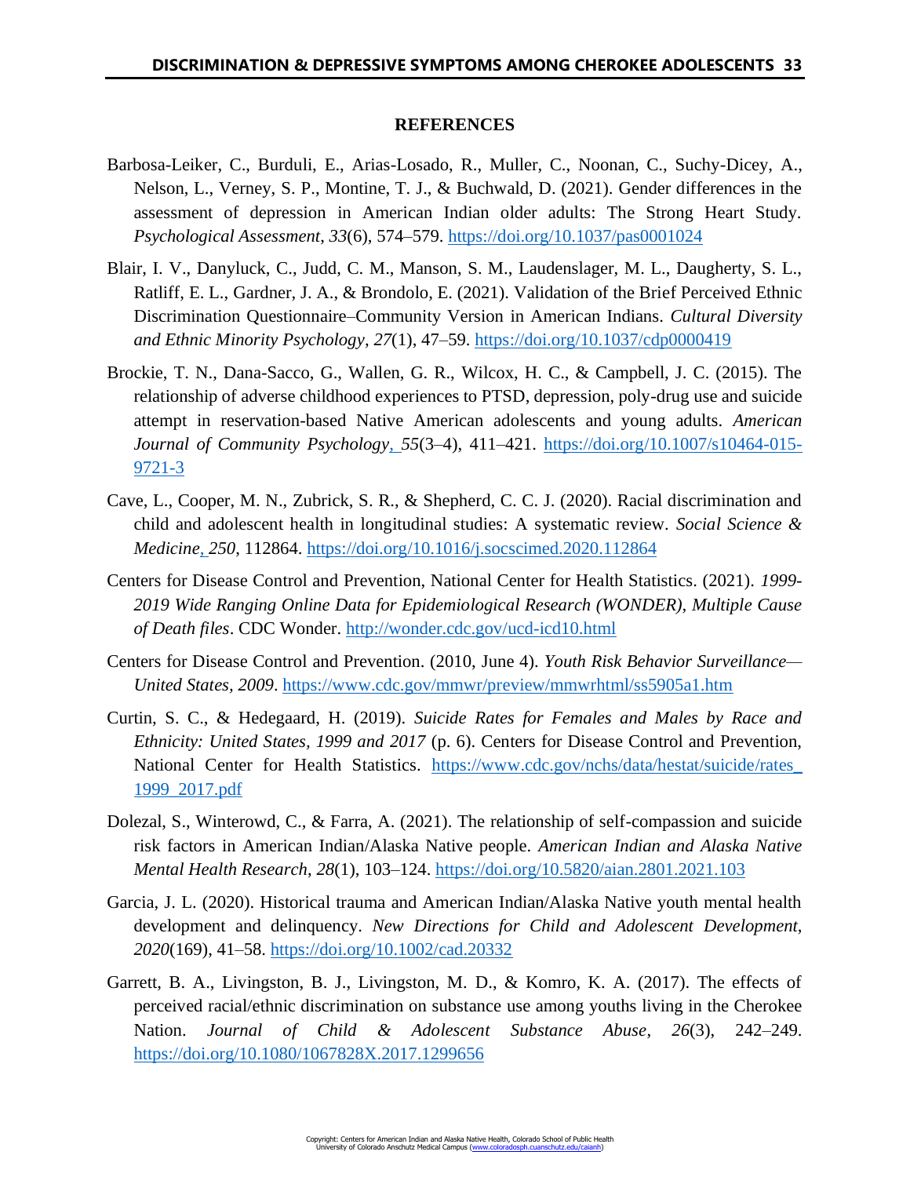## REFERENCES

Barbosa-Leiker, C., Burduli, E., Arias-Losado, R., Muller, C., Noonan, C., Suchy-Dicey, A., Nelson, L., Verney, S. P., Montine, T. J., & Buchwald, D. (2021). Gender differences in the assessment of depression in American Indian older adults: The Strong Heart Study. *Psychological Assessment*, *33*(6), 574–579. https://doi.org/10.1037/pas0001024

Blair, I. V., Danyluck, C., Judd, C. M., Manson, S. M., Laudenslager, M. L., Daugherty, S. L., Ratliff, E. L., Gardner, J. A., & Brondolo, E. (2021). Validation of the Brief Perceived Ethnic Discrimination Questionnaire–Community Version in American Indians. *Cultural Diversity and Ethnic Minority Psychology*, *27*(1), 47–59. https://doi.org/10.1037/cdp0000419

Brockie, T. N., Dana-Sacco, G., Wallen, G. R., Wilcox, H. C., & Campbell, J. C. (2015). The relationship of adverse childhood experiences to PTSD, depression, poly-drug use and suicide attempt in reservation-based Native American adolescents and young adults. *American Journal of Community Psychology*, *55*(3–4), 411–421. https://doi.org/10.1007/s10464-015-9721-3

Cave, L., Cooper, M. N., Zubrick, S. R., & Shepherd, C. C. J. (2020). Racial discrimination and child and adolescent health in longitudinal studies: A systematic review. *Social Science & Medicine*, *250*, 112864. https://doi.org/10.1016/j.socscimed.2020.112864

Centers for Disease Control and Prevention, National Center for Health Statistics. (2021). *1999-2019 Wide Ranging Online Data for Epidemiological Research (WONDER), Multiple Cause of Death files*. CDC Wonder. http://wonder.cdc.gov/ucd-icd10.html

Centers for Disease Control and Prevention. (2010, June 4). *Youth Risk Behavior Surveillance—United States, 2009*. https://www.cdc.gov/mmwr/preview/mmwrhtml/ss5905a1.htm

Curtin, S. C., & Hedegaard, H. (2019). *Suicide Rates for Females and Males by Race and Ethnicity: United States, 1999 and 2017* (p. 6). Centers for Disease Control and Prevention, National Center for Health Statistics. https://www.cdc.gov/nchs/data/hestat/suicide/rates_1999_2017.pdf

Dolezal, S., Winterowd, C., & Farra, A. (2021). The relationship of self-compassion and suicide risk factors in American Indian/Alaska Native people. *American Indian and Alaska Native Mental Health Research*, *28*(1), 103–124. https://doi.org/10.5820/aian.2801.2021.103

Garcia, J. L. (2020). Historical trauma and American Indian/Alaska Native youth mental health development and delinquency. *New Directions for Child and Adolescent Development*, *2020*(169), 41–58. https://doi.org/10.1002/cad.20332

Garrett, B. A., Livingston, B. J., Livingston, M. D., & Komro, K. A. (2017). The effects of perceived racial/ethnic discrimination on substance use among youths living in the Cherokee Nation. *Journal of Child & Adolescent Substance Abuse*, *26*(3), 242–249. https://doi.org/10.1080/1067828X.2017.1299656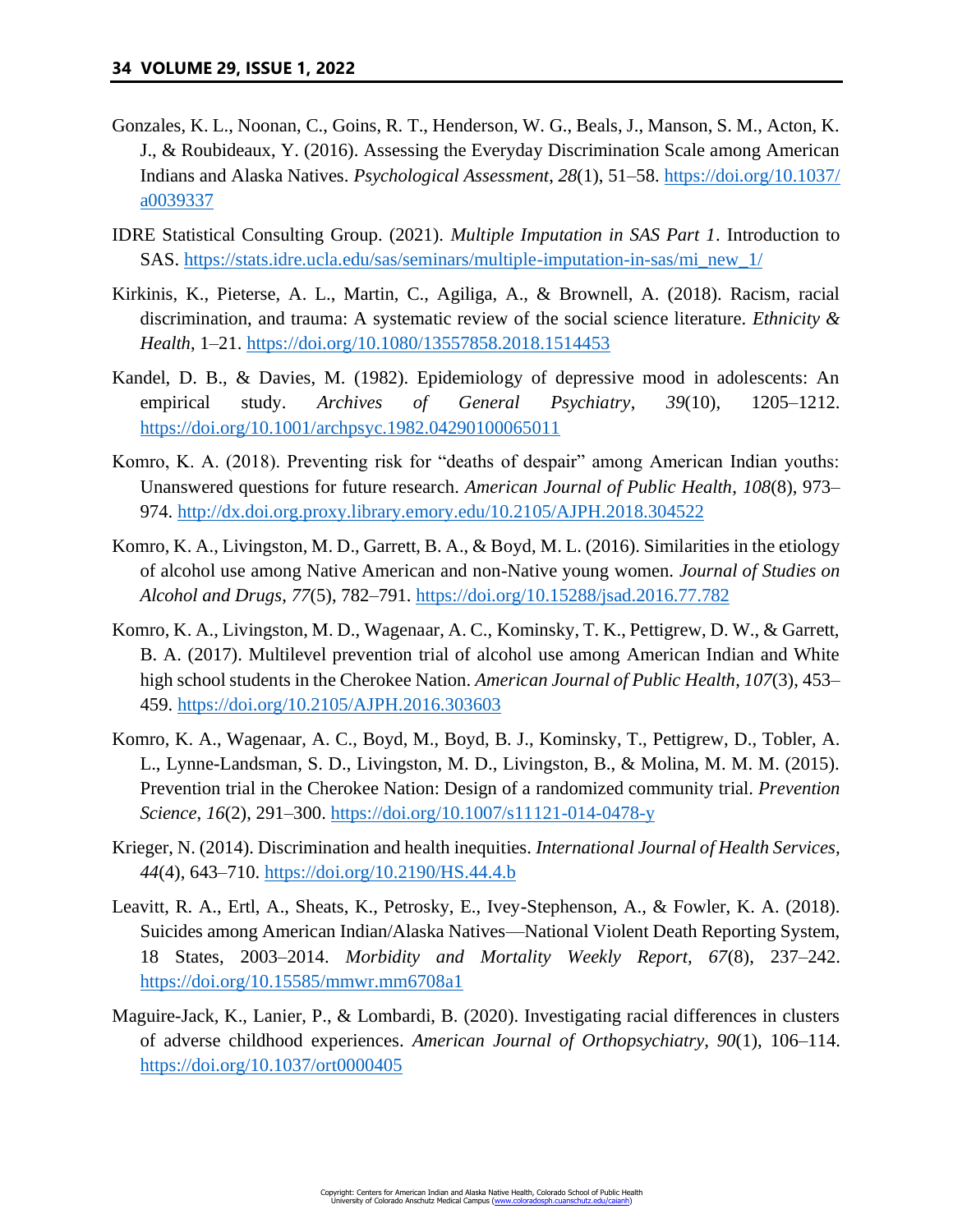Gonzales, K. L., Noonan, C., Goins, R. T., Henderson, W. G., Beals, J., Manson, S. M., Acton, K. J., & Roubideaux, Y. (2016). Assessing the Everyday Discrimination Scale among American Indians and Alaska Natives. *Psychological Assessment*, *28*(1), 51–58. https://doi.org/10.1037/a0039337

IDRE Statistical Consulting Group. (2021). *Multiple Imputation in SAS Part 1*. Introduction to SAS. https://stats.idre.ucla.edu/sas/seminars/multiple-imputation-in-sas/mi_new_1/

Kirkinis, K., Pieterse, A. L., Martin, C., Agiliga, A., & Brownell, A. (2018). Racism, racial discrimination, and trauma: A systematic review of the social science literature. *Ethnicity & Health*, 1–21. https://doi.org/10.1080/13557858.2018.1514453

Kandel, D. B., & Davies, M. (1982). Epidemiology of depressive mood in adolescents: An empirical study. *Archives of General Psychiatry*, *39*(10), 1205–1212. https://doi.org/10.1001/archpsyc.1982.04290100065011

Komro, K. A. (2018). Preventing risk for "deaths of despair" among American Indian youths: Unanswered questions for future research. *American Journal of Public Health*, *108*(8), 973–974. http://dx.doi.org.proxy.library.emory.edu/10.2105/AJPH.2018.304522

Komro, K. A., Livingston, M. D., Garrett, B. A., & Boyd, M. L. (2016). Similarities in the etiology of alcohol use among Native American and non-Native young women. *Journal of Studies on Alcohol and Drugs*, *77*(5), 782–791. https://doi.org/10.15288/jsad.2016.77.782

Komro, K. A., Livingston, M. D., Wagenaar, A. C., Kominsky, T. K., Pettigrew, D. W., & Garrett, B. A. (2017). Multilevel prevention trial of alcohol use among American Indian and White high school students in the Cherokee Nation. *American Journal of Public Health*, *107*(3), 453–459. https://doi.org/10.2105/AJPH.2016.303603

Komro, K. A., Wagenaar, A. C., Boyd, M., Boyd, B. J., Kominsky, T., Pettigrew, D., Tobler, A. L., Lynne-Landsman, S. D., Livingston, M. D., Livingston, B., & Molina, M. M. M. (2015). Prevention trial in the Cherokee Nation: Design of a randomized community trial. *Prevention Science*, *16*(2), 291–300. https://doi.org/10.1007/s11121-014-0478-y

Krieger, N. (2014). Discrimination and health inequities. *International Journal of Health Services*, *44*(4), 643–710. https://doi.org/10.2190/HS.44.4.b

Leavitt, R. A., Ertl, A., Sheats, K., Petrosky, E., Ivey-Stephenson, A., & Fowler, K. A. (2018). Suicides among American Indian/Alaska Natives—National Violent Death Reporting System, 18 States, 2003–2014. *Morbidity and Mortality Weekly Report*, *67*(8), 237–242. https://doi.org/10.15585/mmwr.mm6708a1

Maguire-Jack, K., Lanier, P., & Lombardi, B. (2020). Investigating racial differences in clusters of adverse childhood experiences. *American Journal of Orthopsychiatry*, *90*(1), 106–114. https://doi.org/10.1037/ort0000405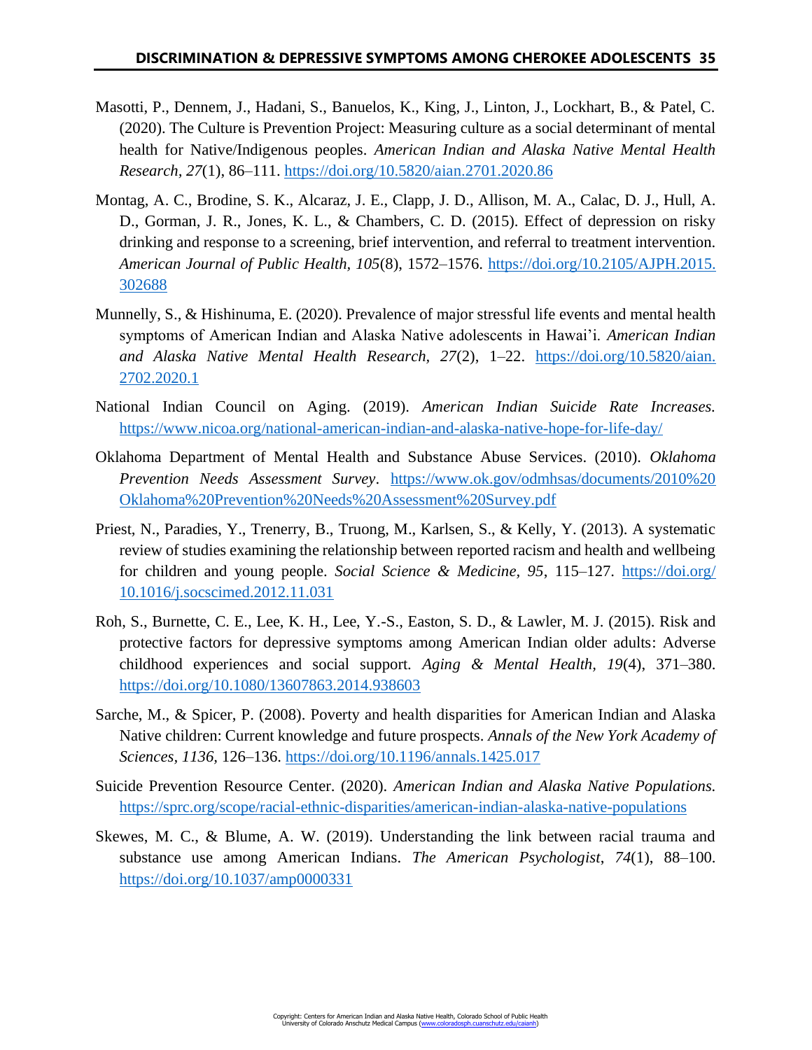Masotti, P., Dennem, J., Hadani, S., Banuelos, K., King, J., Linton, J., Lockhart, B., & Patel, C. (2020). The Culture is Prevention Project: Measuring culture as a social determinant of mental health for Native/Indigenous peoples. *American Indian and Alaska Native Mental Health Research*, *27*(1), 86–111. https://doi.org/10.5820/aian.2701.2020.86

Montag, A. C., Brodine, S. K., Alcaraz, J. E., Clapp, J. D., Allison, M. A., Calac, D. J., Hull, A. D., Gorman, J. R., Jones, K. L., & Chambers, C. D. (2015). Effect of depression on risky drinking and response to a screening, brief intervention, and referral to treatment intervention. *American Journal of Public Health*, *105*(8), 1572–1576. https://doi.org/10.2105/AJPH.2015.302688

Munnelly, S., & Hishinuma, E. (2020). Prevalence of major stressful life events and mental health symptoms of American Indian and Alaska Native adolescents in Hawai'i. *American Indian and Alaska Native Mental Health Research*, *27*(2), 1–22. https://doi.org/10.5820/aian.2702.2020.1

National Indian Council on Aging. (2019). *American Indian Suicide Rate Increases.* https://www.nicoa.org/national-american-indian-and-alaska-native-hope-for-life-day/

Oklahoma Department of Mental Health and Substance Abuse Services. (2010). *Oklahoma Prevention Needs Assessment Survey*. https://www.ok.gov/odmhsas/documents/2010%20Oklahoma%20Prevention%20Needs%20Assessment%20Survey.pdf

Priest, N., Paradies, Y., Trenerry, B., Truong, M., Karlsen, S., & Kelly, Y. (2013). A systematic review of studies examining the relationship between reported racism and health and wellbeing for children and young people. *Social Science & Medicine*, *95*, 115–127. https://doi.org/10.1016/j.socscimed.2012.11.031

Roh, S., Burnette, C. E., Lee, K. H., Lee, Y.-S., Easton, S. D., & Lawler, M. J. (2015). Risk and protective factors for depressive symptoms among American Indian older adults: Adverse childhood experiences and social support. *Aging & Mental Health*, *19*(4), 371–380. https://doi.org/10.1080/13607863.2014.938603

Sarche, M., & Spicer, P. (2008). Poverty and health disparities for American Indian and Alaska Native children: Current knowledge and future prospects. *Annals of the New York Academy of Sciences*, *1136*, 126–136. https://doi.org/10.1196/annals.1425.017

Suicide Prevention Resource Center. (2020). *American Indian and Alaska Native Populations.* https://sprc.org/scope/racial-ethnic-disparities/american-indian-alaska-native-populations

Skewes, M. C., & Blume, A. W. (2019). Understanding the link between racial trauma and substance use among American Indians. *The American Psychologist*, *74*(1), 88–100. https://doi.org/10.1037/amp0000331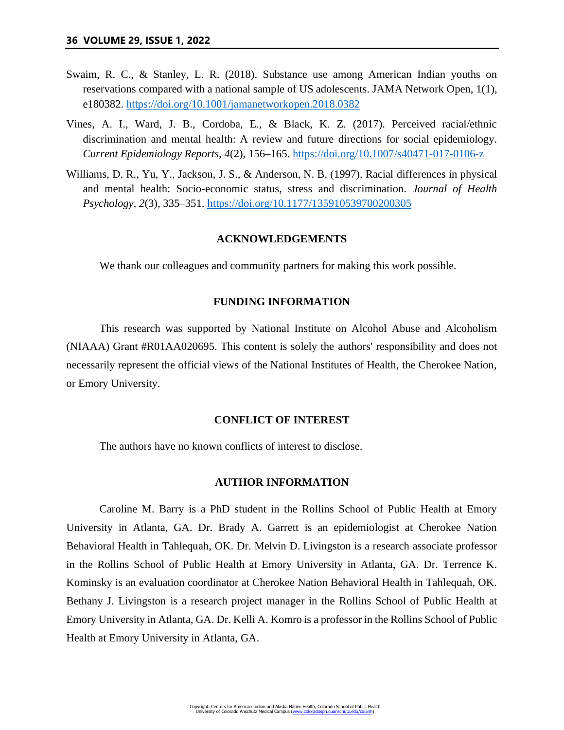Swaim, R. C., & Stanley, L. R. (2018). Substance use among American Indian youths on reservations compared with a national sample of US adolescents. JAMA Network Open, 1(1), e180382. https://doi.org/10.1001/jamanetworkopen.2018.0382

Vines, A. I., Ward, J. B., Cordoba, E., & Black, K. Z. (2017). Perceived racial/ethnic discrimination and mental health: A review and future directions for social epidemiology. *Current Epidemiology Reports, 4*(2), 156–165. https://doi.org/10.1007/s40471-017-0106-z

Williams, D. R., Yu, Y., Jackson, J. S., & Anderson, N. B. (1997). Racial differences in physical and mental health: Socio-economic status, stress and discrimination. *Journal of Health Psychology, 2*(3), 335–351. https://doi.org/10.1177/135910539700200305

## ACKNOWLEDGEMENTS

We thank our colleagues and community partners for making this work possible.

## FUNDING INFORMATION

This research was supported by National Institute on Alcohol Abuse and Alcoholism (NIAAA) Grant #R01AA020695. This content is solely the authors' responsibility and does not necessarily represent the official views of the National Institutes of Health, the Cherokee Nation, or Emory University.

## CONFLICT OF INTEREST

The authors have no known conflicts of interest to disclose.

## AUTHOR INFORMATION

Caroline M. Barry is a PhD student in the Rollins School of Public Health at Emory University in Atlanta, GA. Dr. Brady A. Garrett is an epidemiologist at Cherokee Nation Behavioral Health in Tahlequah, OK. Dr. Melvin D. Livingston is a research associate professor in the Rollins School of Public Health at Emory University in Atlanta, GA. Dr. Terrence K. Kominsky is an evaluation coordinator at Cherokee Nation Behavioral Health in Tahlequah, OK. Bethany J. Livingston is a research project manager in the Rollins School of Public Health at Emory University in Atlanta, GA. Dr. Kelli A. Komro is a professor in the Rollins School of Public Health at Emory University in Atlanta, GA.